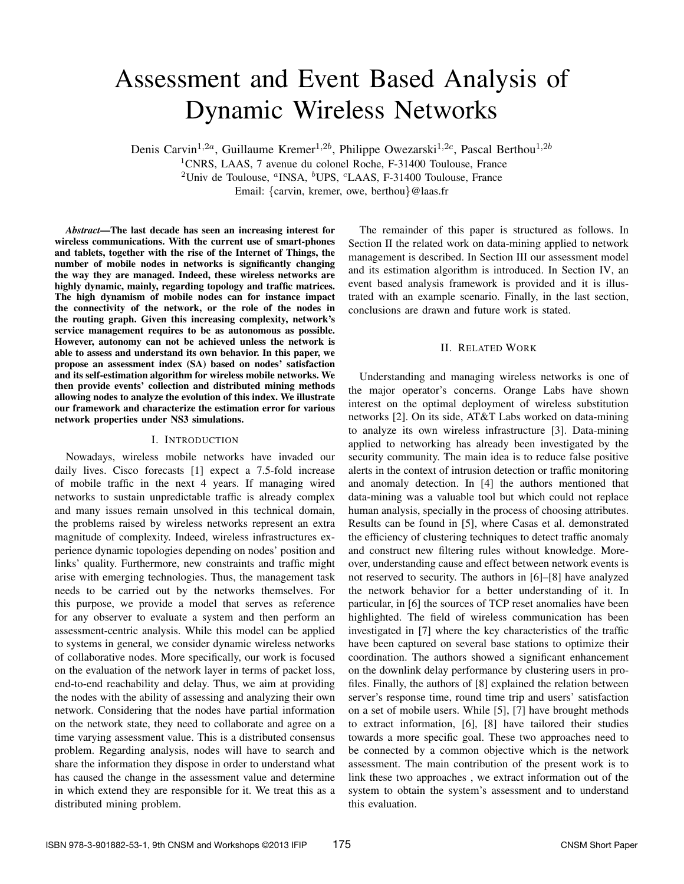# Assessment and Event Based Analysis of Dynamic Wireless Networks

Denis Carvin[1,2a], Guillaume Kremer[1,2b], Philippe Owezarski[1,2c], Pascal Berthou[1,2b]

[1]CNRS, LAAS, 7 avenue du colonel Roche, F-31400 Toulouse, France

[2]Univ de Toulouse, [a]INSA, [b]UPS, [c]LAAS, F-31400 Toulouse, France

Email: {carvin, kremer, owe, berthou}@laas.fr

***Abstract*—The last decade has seen an increasing interest for wireless communications. With the current use of smart-phones and tablets, together with the rise of the Internet of Things, the number of mobile nodes in networks is significantly changing the way they are managed. Indeed, these wireless networks are highly dynamic, mainly, regarding topology and traffic matrices. The high dynamism of mobile nodes can for instance impact the connectivity of the network, or the role of the nodes in the routing graph. Given this increasing complexity, network's service management requires to be as autonomous as possible. However, autonomy can not be achieved unless the network is able to assess and understand its own behavior. In this paper, we propose an assessment index (SA) based on nodes' satisfaction and its self-estimation algorithm for wireless mobile networks. We then provide events' collection and distributed mining methods allowing nodes to analyze the evolution of this index. We illustrate our framework and characterize the estimation error for various network properties under NS3 simulations.**

## I. Introduction

Nowadays, wireless mobile networks have invaded our daily lives. Cisco forecasts [1] expect a 7.5-fold increase of mobile traffic in the next 4 years. If managing wired networks to sustain unpredictable traffic is already complex and many issues remain unsolved in this technical domain, the problems raised by wireless networks represent an extra magnitude of complexity. Indeed, wireless infrastructures experience dynamic topologies depending on nodes' position and links' quality. Furthermore, new constraints and traffic might arise with emerging technologies. Thus, the management task needs to be carried out by the networks themselves. For this purpose, we provide a model that serves as reference for any observer to evaluate a system and then perform an assessment-centric analysis. While this model can be applied to systems in general, we consider dynamic wireless networks of collaborative nodes. More specifically, our work is focused on the evaluation of the network layer in terms of packet loss, end-to-end reachability and delay. Thus, we aim at providing the nodes with the ability of assessing and analyzing their own network. Considering that the nodes have partial information on the network state, they need to collaborate and agree on a time varying assessment value. This is a distributed consensus problem. Regarding analysis, nodes will have to search and share the information they dispose in order to understand what has caused the change in the assessment value and determine in which extend they are responsible for it. We treat this as a distributed mining problem.

The remainder of this paper is structured as follows. In Section II the related work on data-mining applied to network management is described. In Section III our assessment model and its estimation algorithm is introduced. In Section IV, an event based analysis framework is provided and it is illustrated with an example scenario. Finally, in the last section, conclusions are drawn and future work is stated.

## II. Related Work

Understanding and managing wireless networks is one of the major operator's concerns. Orange Labs have shown interest on the optimal deployment of wireless substitution networks [2]. On its side, AT&T Labs worked on data-mining to analyze its own wireless infrastructure [3]. Data-mining applied to networking has already been investigated by the security community. The main idea is to reduce false positive alerts in the context of intrusion detection or traffic monitoring and anomaly detection. In [4] the authors mentioned that data-mining was a valuable tool but which could not replace human analysis, specially in the process of choosing attributes. Results can be found in [5], where Casas et al. demonstrated the efficiency of clustering techniques to detect traffic anomaly and construct new filtering rules without knowledge. Moreover, understanding cause and effect between network events is not reserved to security. The authors in [6]–[8] have analyzed the network behavior for a better understanding of it. In particular, in [6] the sources of TCP reset anomalies have been highlighted. The field of wireless communication has been investigated in [7] where the key characteristics of the traffic have been captured on several base stations to optimize their coordination. The authors showed a significant enhancement on the downlink delay performance by clustering users in profiles. Finally, the authors of [8] explained the relation between server's response time, round time trip and users' satisfaction on a set of mobile users. While [5], [7] have brought methods to extract information, [6], [8] have tailored their studies towards a more specific goal. These two approaches need to be connected by a common objective which is the network assessment. The main contribution of the present work is to link these two approaches , we extract information out of the system to obtain the system's assessment and to understand this evaluation.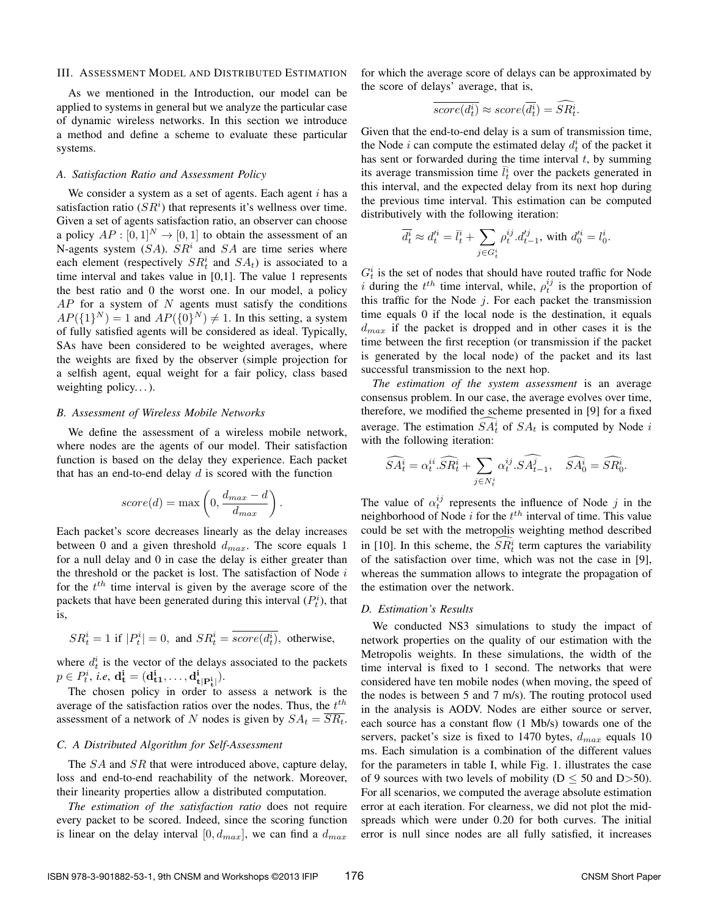## III. Assessment Model and Distributed Estimation

As we mentioned in the Introduction, our model can be applied to systems in general but we analyze the particular case of dynamic wireless networks. In this section we introduce a method and define a scheme to evaluate these particular systems.

### A. Satisfaction Ratio and Assessment Policy

We consider a system as a set of agents. Each agent $i$ has a satisfaction ratio ($SR^i$) that represents it's wellness over time. Given a set of agents satisfaction ratio, an observer can choose a policy $AP : [0, 1]^N \rightarrow [0, 1]$ to obtain the assessment of an N-agents system ($SA$). $SR^i$ and $SA$ are time series where each element (respectively $SR^i_t$ and $SA_t$) is associated to a time interval and takes value in [0,1]. The value 1 represents the best ratio and 0 the worst one. In our model, a policy $AP$ for a system of $N$ agents must satisfy the conditions $AP(\{1\}^N) = 1$ and $AP(\{0\}^N) \neq 1$. In this setting, a system of fully satisfied agents will be considered as ideal. Typically, SAs have been considered to be weighted averages, where the weights are fixed by the observer (simple projection for a selfish agent, equal weight for a fair policy, class based weighting policy. . . ).

### B. Assessment of Wireless Mobile Networks

We define the assessment of a wireless mobile network, where nodes are the agents of our model. Their satisfaction function is based on the delay they experience. Each packet that has an end-to-end delay $d$ is scored with the function

$$score(d) = \max\left(0, \frac{d_{max} - d}{d_{max}}\right).$$

Each packet's score decreases linearly as the delay increases between 0 and a given threshold $d_{max}$. The score equals 1 for a null delay and 0 in case the delay is either greater than the threshold or the packet is lost. The satisfaction of Node $i$ for the $t^{th}$ time interval is given by the average score of the packets that have been generated during this interval ($P^i_t$), that is,

$$SR^i_t = 1 \text{ if } |P^i_t| = 0, \text{ and } SR^i_t = \overline{score(d^i_t)}, \text{ otherwise},$$

where $d^i_t$ is the vector of the delays associated to the packets $p \in P^i_t$, *i.e*, $\mathbf{d^i_t} = (\mathbf{d^i_{t1}}, \ldots, \mathbf{d^i_{t|P^i_t|}})$.

The chosen policy in order to assess a network is the average of the satisfaction ratios over the nodes. Thus, the $t^{th}$ assessment of a network of $N$ nodes is given by $SA_t = \overline{SR_t}$.

### C. A Distributed Algorithm for Self-Assessment

The $SA$ and $SR$ that were introduced above, capture delay, loss and end-to-end reachability of the network. Moreover, their linearity properties allow a distributed computation.

*The estimation of the satisfaction ratio* does not require every packet to be scored. Indeed, since the scoring function is linear on the delay interval $[0, d_{max}]$, we can find a $d_{max}$ for which the average score of delays can be approximated by the score of delays' average, that is,

$$\overline{score(d^i_t)} \approx score(\overline{d^i_t}) = \widehat{SR^i_t}.$$

Given that the end-to-end delay is a sum of transmission time, the Node $i$ can compute the estimated delay $d^i_t$ of the packet it has sent or forwarded during the time interval $t$, by summing its average transmission time $\bar{l}^i_t$ over the packets generated in this interval, and the expected delay from its next hop during the previous time interval. This estimation can be computed distributively with the following iteration:

$$\overline{d^i_t} \approx d'^i_t = \bar{l}^i_t + \sum_{j \in G^i_t} \rho^{ij}_t . d'^j_{t-1}, \text{ with } d'^i_0 = l^i_0.$$

$G^i_t$ is the set of nodes that should have routed traffic for Node $i$ during the $t^{th}$ time interval, while, $\rho^{ij}_t$ is the proportion of this traffic for the Node $j$. For each packet the transmission time equals 0 if the local node is the destination, it equals $d_{max}$ if the packet is dropped and in other cases it is the time between the first reception (or transmission if the packet is generated by the local node) of the packet and its last successful transmission to the next hop.

*The estimation of the system assessment* is an average consensus problem. In our case, the average evolves over time, therefore, we modified the scheme presented in [9] for a fixed average. The estimation $\widehat{SA^i_t}$ of $SA_t$ is computed by Node $i$ with the following iteration:

$$\widehat{SA^i_t} = \alpha^{ii}_t . \widehat{SR^i_t} + \sum_{j \in N^i_t} \alpha^{ij}_t . \widehat{SA^j_{t-1}}, \quad \widehat{SA^i_0} = \widehat{SR^i_0}.$$

The value of $\alpha^{ij}_t$ represents the influence of Node $j$ in the neighborhood of Node $i$ for the $t^{th}$ interval of time. This value could be set with the metropolis weighting method described in [10]. In this scheme, the $\widehat{SR^i_t}$ term captures the variability of the satisfaction over time, which was not the case in [9], whereas the summation allows to integrate the propagation of the estimation over the network.

### D. Estimation's Results

We conducted NS3 simulations to study the impact of network properties on the quality of our estimation with the Metropolis weights. In these simulations, the width of the time interval is fixed to 1 second. The networks that were considered have ten mobile nodes (when moving, the speed of the nodes is between 5 and 7 m/s). The routing protocol used in the analysis is AODV. Nodes are either source or server, each source has a constant flow (1 Mb/s) towards one of the servers, packet's size is fixed to 1470 bytes, $d_{max}$ equals 10 ms. Each simulation is a combination of the different values for the parameters in table I, while Fig. 1. illustrates the case of 9 sources with two levels of mobility (D $\leq$ 50 and D>50). For all scenarios, we computed the average absolute estimation error at each iteration. For clearness, we did not plot the mid-spreads which were under 0.20 for both curves. The initial error is null since nodes are all fully satisfied, it increases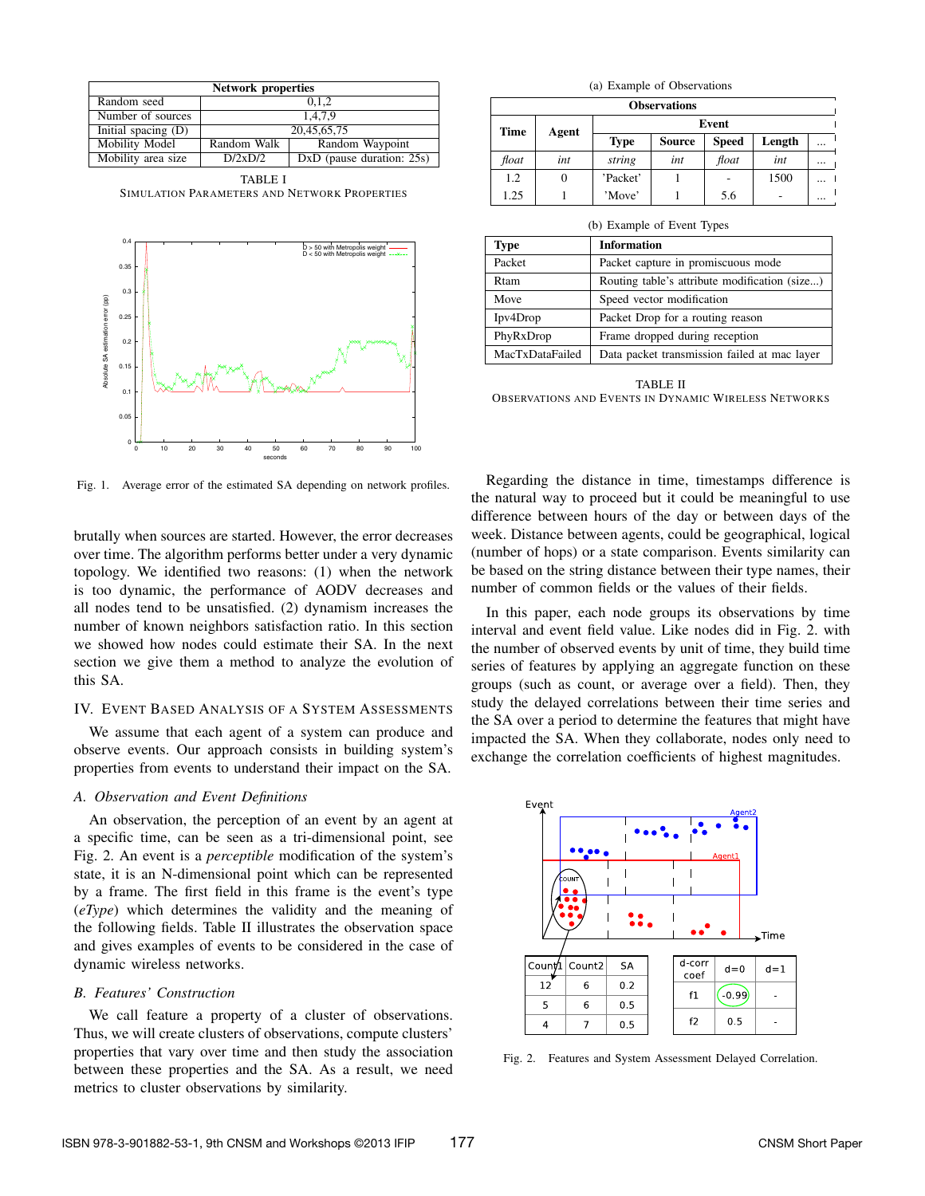| Network properties | | |
|---|---|---|
| Random seed | 0,1,2 | |
| Number of sources | 1,4,7,9 | |
| Initial spacing (D) | 20,45,65,75 | |
| Mobility Model | Random Walk | Random Waypoint |
| Mobility area size | D/2xD/2 | DxD (pause duration: 25s) |

TABLE I
SIMULATION PARAMETERS AND NETWORK PROPERTIES

Fig. 1. Average error of the estimated SA depending on network profiles.

brutally when sources are started. However, the error decreases over time. The algorithm performs better under a very dynamic topology. We identified two reasons: (1) when the network is too dynamic, the performance of AODV decreases and all nodes tend to be unsatisfied. (2) dynamism increases the number of known neighbors satisfaction ratio. In this section we showed how nodes could estimate their SA. In the next section we give them a method to analyze the evolution of this SA.

## IV. EVENT BASED ANALYSIS OF A SYSTEM ASSESSMENTS

We assume that each agent of a system can produce and observe events. Our approach consists in building system's properties from events to understand their impact on the SA.

### A. Observation and Event Definitions

An observation, the perception of an event by an agent at a specific time, can be seen as a tri-dimensional point, see Fig. 2. An event is a *perceptible* modification of the system's state, it is an N-dimensional point which can be represented by a frame. The first field in this frame is the event's type (*eType*) which determines the validity and the meaning of the following fields. Table II illustrates the observation space and gives examples of events to be considered in the case of dynamic wireless networks.

### B. Features' Construction

We call feature a property of a cluster of observations. Thus, we will create clusters of observations, compute clusters' properties that vary over time and then study the association between these properties and the SA. As a result, we need metrics to cluster observations by similarity.

(a) Example of Observations

| Observations | | | | | | |
|---|---|---|---|---|---|---|
| Time | Agent | Event | | | | |
| | | Type | Source | Speed | Length | ... |
| *float* | *int* | *string* | *int* | *float* | *int* | ... |
| 1.2 | 0 | 'Packet' | 1 | - | 1500 | ... |
| 1.25 | 1 | 'Move' | 1 | 5.6 | - | ... |

(b) Example of Event Types

| Type | Information |
|---|---|
| Packet | Packet capture in promiscuous mode |
| Rtam | Routing table's attribute modification (size...) |
| Move | Speed vector modification |
| Ipv4Drop | Packet Drop for a routing reason |
| PhyRxDrop | Frame dropped during reception |
| MacTxDataFailed | Data packet transmission failed at mac layer |

TABLE II
OBSERVATIONS AND EVENTS IN DYNAMIC WIRELESS NETWORKS

Regarding the distance in time, timestamps difference is the natural way to proceed but it could be meaningful to use difference between hours of the day or between days of the week. Distance between agents, could be geographical, logical (number of hops) or a state comparison. Events similarity can be based on the string distance between their type names, their number of common fields or the values of their fields.

In this paper, each node groups its observations by time interval and event field value. Like nodes did in Fig. 2. with the number of observed events by unit of time, they build time series of features by applying an aggregate function on these groups (such as count, or average over a field). Then, they study the delayed correlations between their time series and the SA over a period to determine the features that might have impacted the SA. When they collaborate, nodes only need to exchange the correlation coefficients of highest magnitudes.

Fig. 2. Features and System Assessment Delayed Correlation.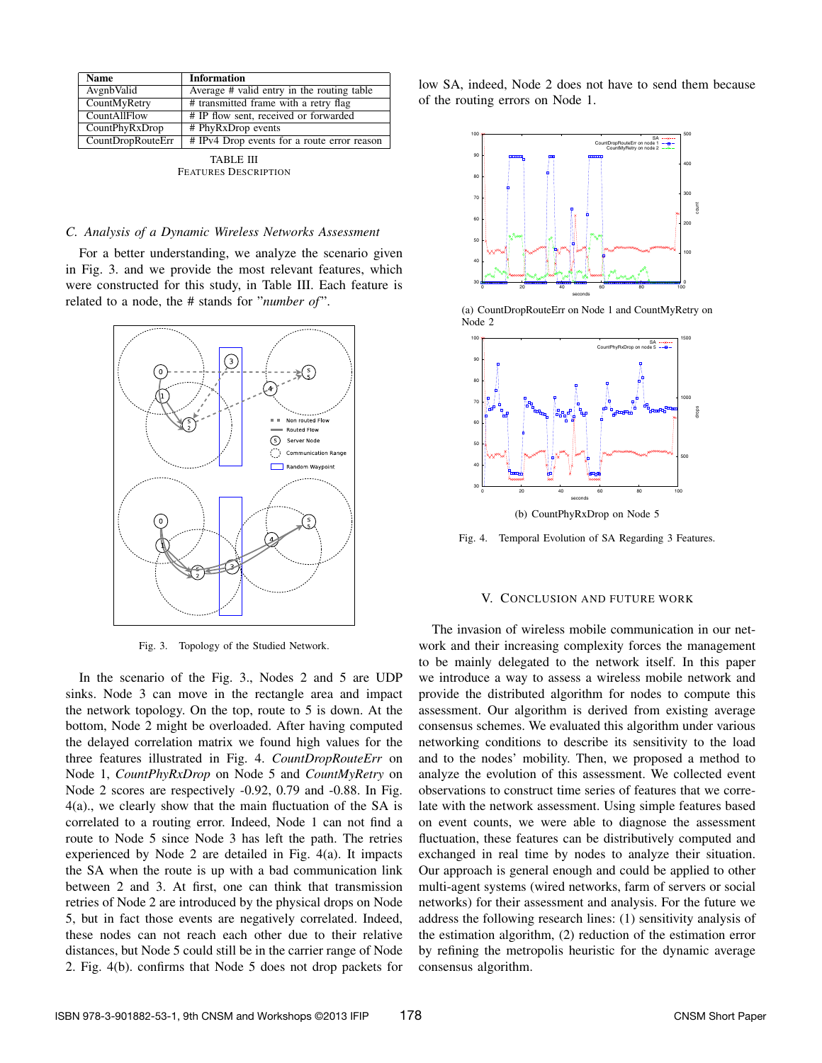| Name | Information |
|---|---|
| AvgnbValid | Average # valid entry in the routing table |
| CountMyRetry | # transmitted frame with a retry flag |
| CountAllFlow | # IP flow sent, received or forwarded |
| CountPhyRxDrop | # PhyRxDrop events |
| CountDropRouteErr | # IPv4 Drop events for a route error reason |

TABLE III
FEATURES DESCRIPTION

### C. Analysis of a Dynamic Wireless Networks Assessment

For a better understanding, we analyze the scenario given in Fig. 3. and we provide the most relevant features, which were constructed for this study, in Table III. Each feature is related to a node, the # stands for "*number of*".

Fig. 3. Topology of the Studied Network.

In the scenario of the Fig. 3., Nodes 2 and 5 are UDP sinks. Node 3 can move in the rectangle area and impact the network topology. On the top, route to 5 is down. At the bottom, Node 2 might be overloaded. After having computed the delayed correlation matrix we found high values for the three features illustrated in Fig. 4. *CountDropRouteErr* on Node 1, *CountPhyRxDrop* on Node 5 and *CountMyRetry* on Node 2 scores are respectively -0.92, 0.79 and -0.88. In Fig. 4(a)., we clearly show that the main fluctuation of the SA is correlated to a routing error. Indeed, Node 1 can not find a route to Node 5 since Node 3 has left the path. The retries experienced by Node 2 are detailed in Fig. 4(a). It impacts the SA when the route is up with a bad communication link between 2 and 3. At first, one can think that transmission retries of Node 2 are introduced by the physical drops on Node 5, but in fact those events are negatively correlated. Indeed, these nodes can not reach each other due to their relative distances, but Node 5 could still be in the carrier range of Node 2. Fig. 4(b). confirms that Node 5 does not drop packets for low SA, indeed, Node 2 does not have to send them because of the routing errors on Node 1.

(a) CountDropRouteErr on Node 1 and CountMyRetry on Node 2

(b) CountPhyRxDrop on Node 5

Fig. 4. Temporal Evolution of SA Regarding 3 Features.

## V. Conclusion and Future Work

The invasion of wireless mobile communication in our network and their increasing complexity forces the management to be mainly delegated to the network itself. In this paper we introduce a way to assess a wireless mobile network and provide the distributed algorithm for nodes to compute this assessment. Our algorithm is derived from existing average consensus schemes. We evaluated this algorithm under various networking conditions to describe its sensitivity to the load and to the nodes' mobility. Then, we proposed a method to analyze the evolution of this assessment. We collected event observations to construct time series of features that we correlate with the network assessment. Using simple features based on event counts, we were able to diagnose the assessment fluctuation, these features can be distributively computed and exchanged in real time by nodes to analyze their situation. Our approach is general enough and could be applied to other multi-agent systems (wired networks, farm of servers or social networks) for their assessment and analysis. For the future we address the following research lines: (1) sensitivity analysis of the estimation algorithm, (2) reduction of the estimation error by refining the metropolis heuristic for the dynamic average consensus algorithm.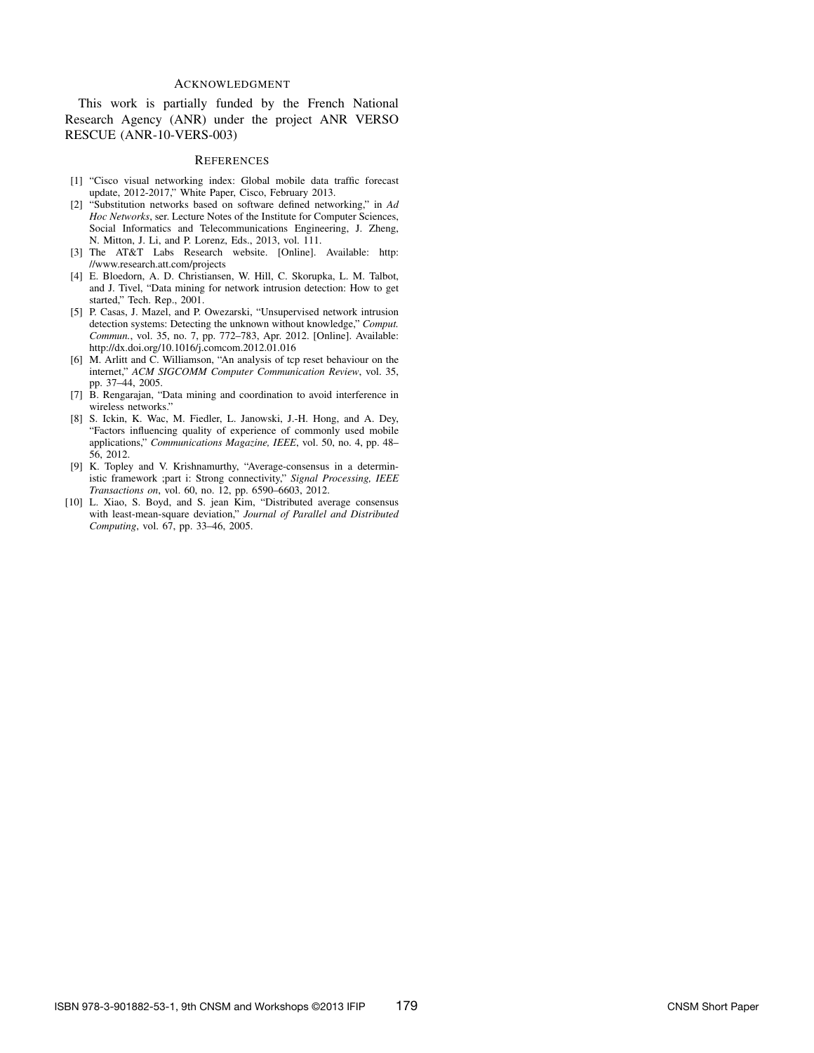## ACKNOWLEDGMENT

This work is partially funded by the French National Research Agency (ANR) under the project ANR VERSO RESCUE (ANR-10-VERS-003)

## REFERENCES

[1] "Cisco visual networking index: Global mobile data traffic forecast update, 2012-2017," White Paper, Cisco, February 2013.

[2] "Substitution networks based on software defined networking," in *Ad Hoc Networks*, ser. Lecture Notes of the Institute for Computer Sciences, Social Informatics and Telecommunications Engineering, J. Zheng, N. Mitton, J. Li, and P. Lorenz, Eds., 2013, vol. 111.

[3] The AT&T Labs Research website. [Online]. Available: http://www.research.att.com/projects

[4] E. Bloedorn, A. D. Christiansen, W. Hill, C. Skorupka, L. M. Talbot, and J. Tivel, "Data mining for network intrusion detection: How to get started," Tech. Rep., 2001.

[5] P. Casas, J. Mazel, and P. Owezarski, "Unsupervised network intrusion detection systems: Detecting the unknown without knowledge," *Comput. Commun.*, vol. 35, no. 7, pp. 772–783, Apr. 2012. [Online]. Available: http://dx.doi.org/10.1016/j.comcom.2012.01.016

[6] M. Arlitt and C. Williamson, "An analysis of tcp reset behaviour on the internet," *ACM SIGCOMM Computer Communication Review*, vol. 35, pp. 37–44, 2005.

[7] B. Rengarajan, "Data mining and coordination to avoid interference in wireless networks."

[8] S. Ickin, K. Wac, M. Fiedler, L. Janowski, J.-H. Hong, and A. Dey, "Factors influencing quality of experience of commonly used mobile applications," *Communications Magazine, IEEE*, vol. 50, no. 4, pp. 48–56, 2012.

[9] K. Topley and V. Krishnamurthy, "Average-consensus in a deterministic framework ;part i: Strong connectivity," *Signal Processing, IEEE Transactions on*, vol. 60, no. 12, pp. 6590–6603, 2012.

[10] L. Xiao, S. Boyd, and S. jean Kim, "Distributed average consensus with least-mean-square deviation," *Journal of Parallel and Distributed Computing*, vol. 67, pp. 33–46, 2005.